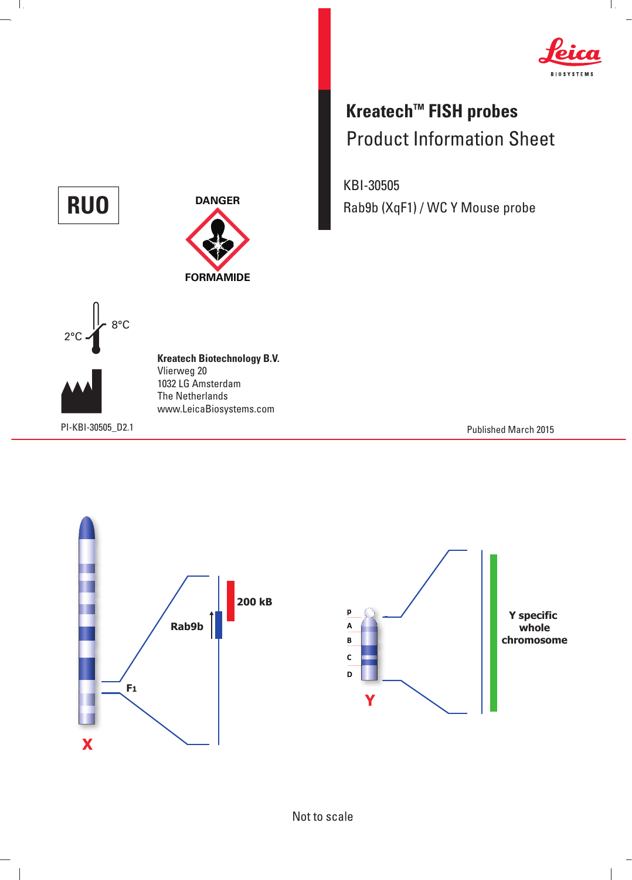# Kreatech™ FISH probes

## Product Information Sheet

KBI-30505

Rab9b (XqF1) / WC Y Mouse probe

**RUO**

**DANGER**

**FORMAMIDE**

2°C – 8°C

**Kreatech Biotechnology B.V.**
Vlierweg 20
1032 LG Amsterdam
The Netherlands
www.LeicaBiosystems.com

PI-KBI-30505_D2.1

Published March 2015

X — F1 — Rab9b — 200 kB

Y — p, A, B, C, D — Y specific whole chromosome

Not to scale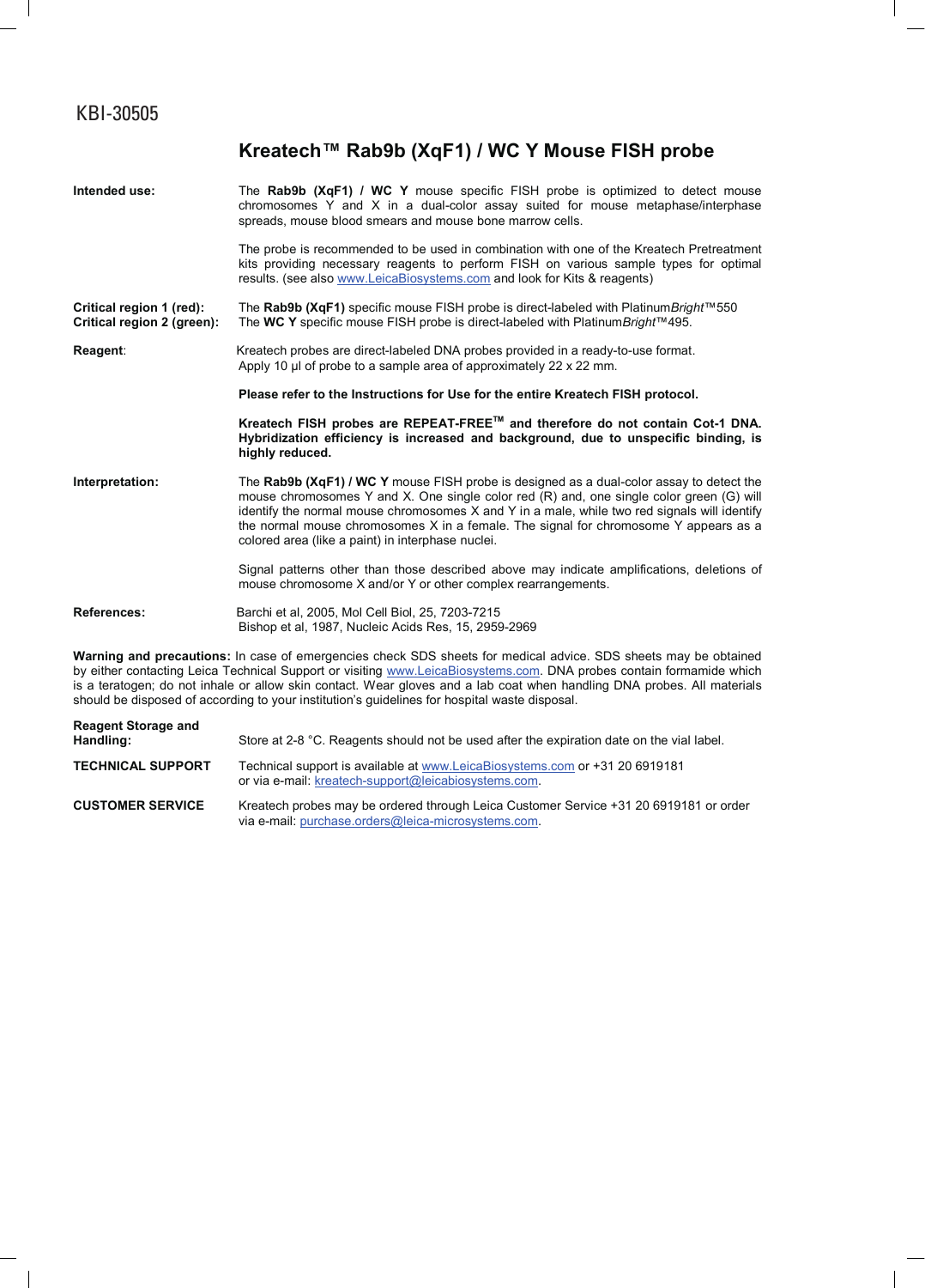KBI-30505

# Kreatech™ Rab9b (XqF1) / WC Y Mouse FISH probe

**Intended use:** The **Rab9b (XqF1) / WC Y** mouse specific FISH probe is optimized to detect mouse chromosomes Y and X in a dual-color assay suited for mouse metaphase/interphase spreads, mouse blood smears and mouse bone marrow cells.

The probe is recommended to be used in combination with one of the Kreatech Pretreatment kits providing necessary reagents to perform FISH on various sample types for optimal results. (see also www.LeicaBiosystems.com and look for Kits & reagents)

**Critical region 1 (red):** The **Rab9b (XqF1)** specific mouse FISH probe is direct-labeled with Platinum*Bright*™550
**Critical region 2 (green):** The **WC Y** specific mouse FISH probe is direct-labeled with Platinum*Bright*™495.

**Reagent**: Kreatech probes are direct-labeled DNA probes provided in a ready-to-use format. Apply 10 µl of probe to a sample area of approximately 22 x 22 mm.

**Please refer to the Instructions for Use for the entire Kreatech FISH protocol.**

**Kreatech FISH probes are REPEAT-FREE™ and therefore do not contain Cot-1 DNA. Hybridization efficiency is increased and background, due to unspecific binding, is highly reduced.**

**Interpretation:** The **Rab9b (XqF1) / WC Y** mouse FISH probe is designed as a dual-color assay to detect the mouse chromosomes Y and X. One single color red (R) and, one single color green (G) will identify the normal mouse chromosomes X and Y in a male, while two red signals will identify the normal mouse chromosomes X in a female. The signal for chromosome Y appears as a colored area (like a paint) in interphase nuclei.

Signal patterns other than those described above may indicate amplifications, deletions of mouse chromosome X and/or Y or other complex rearrangements.

**References:**
Barchi et al, 2005, Mol Cell Biol, 25, 7203-7215
Bishop et al, 1987, Nucleic Acids Res, 15, 2959-2969

**Warning and precautions:** In case of emergencies check SDS sheets for medical advice. SDS sheets may be obtained by either contacting Leica Technical Support or visiting www.LeicaBiosystems.com. DNA probes contain formamide which is a teratogen; do not inhale or allow skin contact. Wear gloves and a lab coat when handling DNA probes. All materials should be disposed of according to your institution's guidelines for hospital waste disposal.

**Reagent Storage and Handling:** Store at 2-8 °C. Reagents should not be used after the expiration date on the vial label.

**TECHNICAL SUPPORT** Technical support is available at www.LeicaBiosystems.com or +31 20 6919181 or via e-mail: kreatech-support@leicabiosystems.com.

**CUSTOMER SERVICE** Kreatech probes may be ordered through Leica Customer Service +31 20 6919181 or order via e-mail: purchase.orders@leica-microsystems.com.